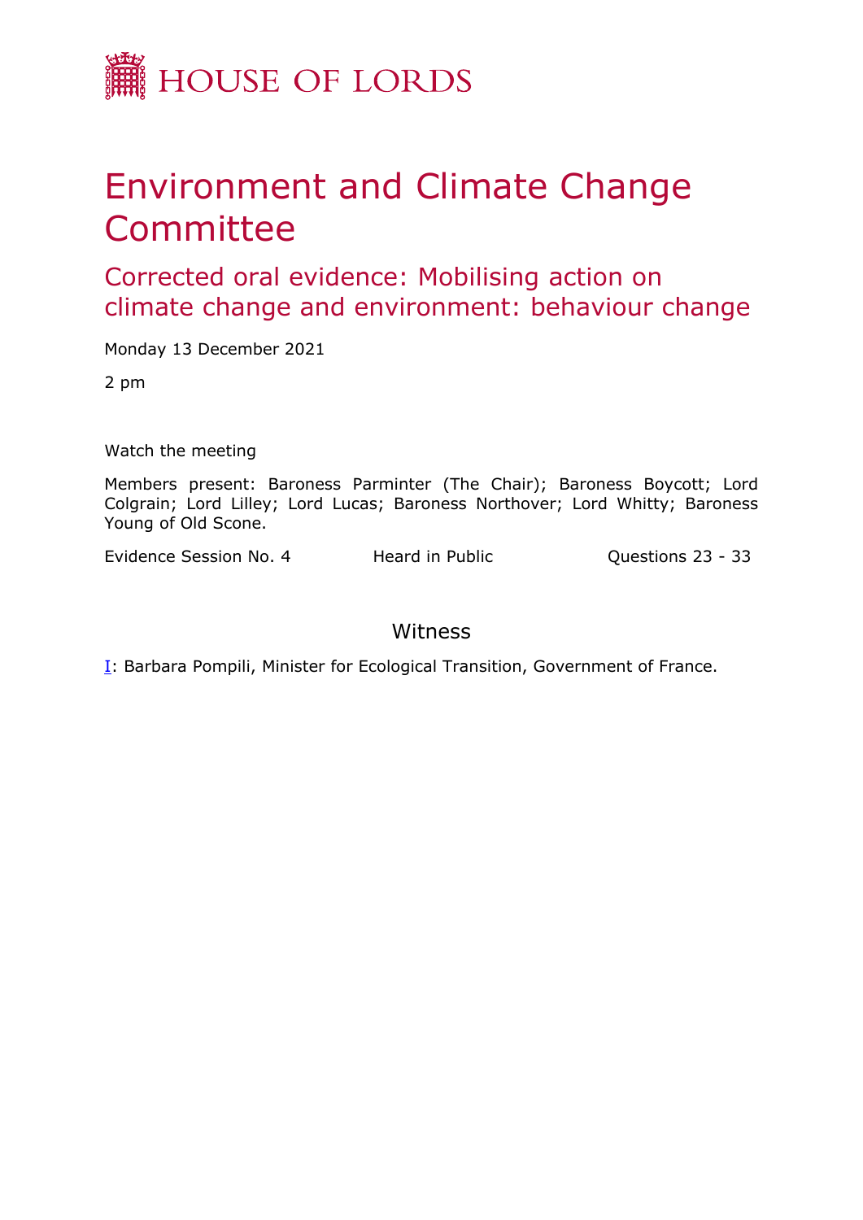HOUSE OF LORDS

# Environment and Climate Change Committee

## Corrected oral evidence: Mobilising action on climate change and environment: behaviour change

Monday 13 December 2021

2 pm

Watch the meeting

Members present: Baroness Parminter (The Chair); Baroness Boycott; Lord Colgrain; Lord Lilley; Lord Lucas; Baroness Northover; Lord Whitty; Baroness Young of Old Scone.

Evidence Session No. 4 Heard in Public Questions 23 - 33

### Witness

I: Barbara Pompili, Minister for Ecological Transition, Government of France.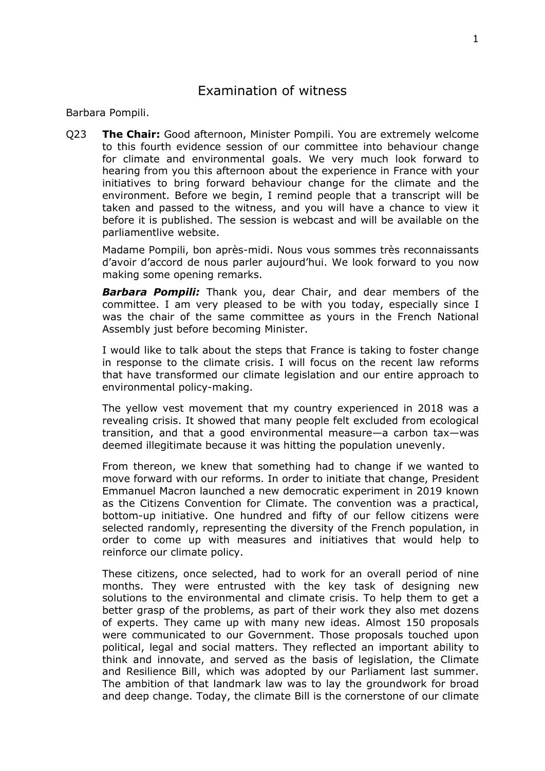# Examination of witness

Barbara Pompili.

Q23 **The Chair:** Good afternoon, Minister Pompili. You are extremely welcome to this fourth evidence session of our committee into behaviour change for climate and environmental goals. We very much look forward to hearing from you this afternoon about the experience in France with your initiatives to bring forward behaviour change for the climate and the environment. Before we begin, I remind people that a transcript will be taken and passed to the witness, and you will have a chance to view it before it is published. The session is webcast and will be available on the parliamentlive website.

Madame Pompili, bon après-midi. Nous vous sommes très reconnaissants d'avoir d'accord de nous parler aujourd'hui. We look forward to you now making some opening remarks.

***Barbara Pompili:*** Thank you, dear Chair, and dear members of the committee. I am very pleased to be with you today, especially since I was the chair of the same committee as yours in the French National Assembly just before becoming Minister.

I would like to talk about the steps that France is taking to foster change in response to the climate crisis. I will focus on the recent law reforms that have transformed our climate legislation and our entire approach to environmental policy-making.

The yellow vest movement that my country experienced in 2018 was a revealing crisis. It showed that many people felt excluded from ecological transition, and that a good environmental measure—a carbon tax—was deemed illegitimate because it was hitting the population unevenly.

From thereon, we knew that something had to change if we wanted to move forward with our reforms. In order to initiate that change, President Emmanuel Macron launched a new democratic experiment in 2019 known as the Citizens Convention for Climate. The convention was a practical, bottom-up initiative. One hundred and fifty of our fellow citizens were selected randomly, representing the diversity of the French population, in order to come up with measures and initiatives that would help to reinforce our climate policy.

These citizens, once selected, had to work for an overall period of nine months. They were entrusted with the key task of designing new solutions to the environmental and climate crisis. To help them to get a better grasp of the problems, as part of their work they also met dozens of experts. They came up with many new ideas. Almost 150 proposals were communicated to our Government. Those proposals touched upon political, legal and social matters. They reflected an important ability to think and innovate, and served as the basis of legislation, the Climate and Resilience Bill, which was adopted by our Parliament last summer. The ambition of that landmark law was to lay the groundwork for broad and deep change. Today, the climate Bill is the cornerstone of our climate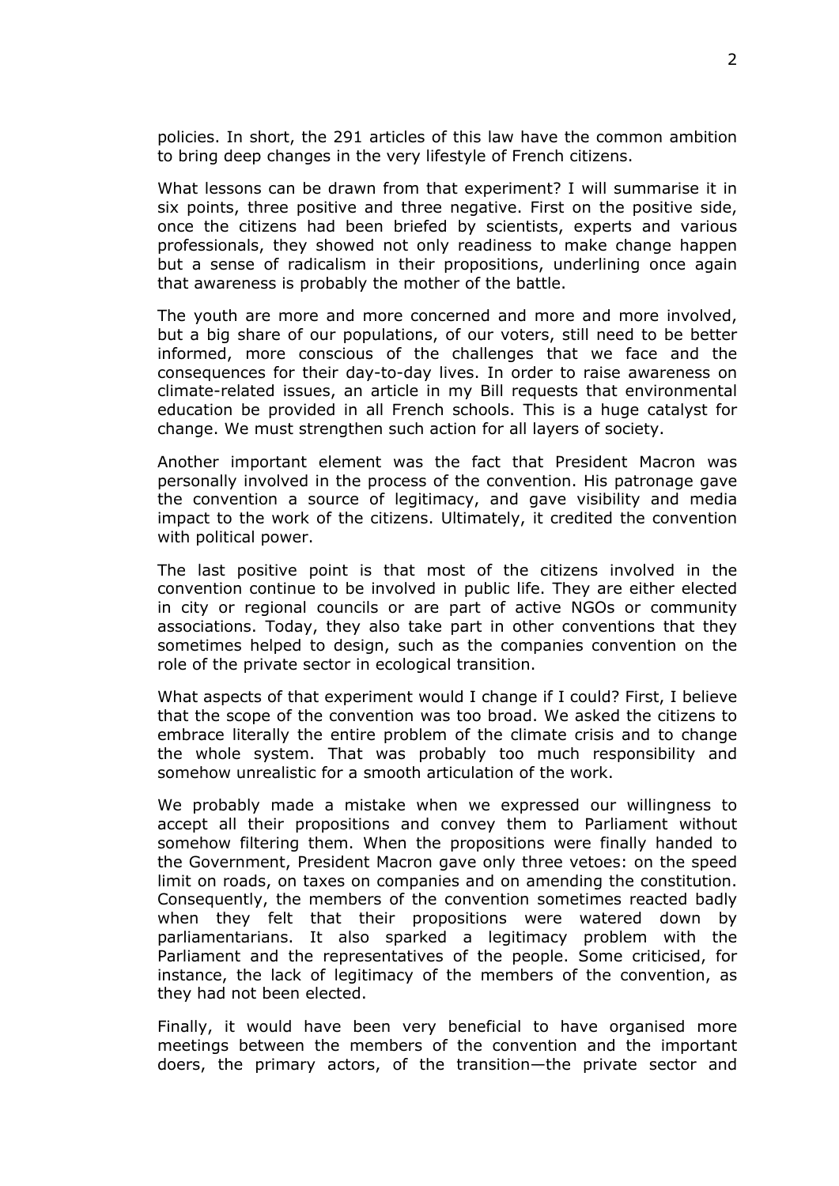policies. In short, the 291 articles of this law have the common ambition to bring deep changes in the very lifestyle of French citizens.

What lessons can be drawn from that experiment? I will summarise it in six points, three positive and three negative. First on the positive side, once the citizens had been briefed by scientists, experts and various professionals, they showed not only readiness to make change happen but a sense of radicalism in their propositions, underlining once again that awareness is probably the mother of the battle.

The youth are more and more concerned and more and more involved, but a big share of our populations, of our voters, still need to be better informed, more conscious of the challenges that we face and the consequences for their day-to-day lives. In order to raise awareness on climate-related issues, an article in my Bill requests that environmental education be provided in all French schools. This is a huge catalyst for change. We must strengthen such action for all layers of society.

Another important element was the fact that President Macron was personally involved in the process of the convention. His patronage gave the convention a source of legitimacy, and gave visibility and media impact to the work of the citizens. Ultimately, it credited the convention with political power.

The last positive point is that most of the citizens involved in the convention continue to be involved in public life. They are either elected in city or regional councils or are part of active NGOs or community associations. Today, they also take part in other conventions that they sometimes helped to design, such as the companies convention on the role of the private sector in ecological transition.

What aspects of that experiment would I change if I could? First, I believe that the scope of the convention was too broad. We asked the citizens to embrace literally the entire problem of the climate crisis and to change the whole system. That was probably too much responsibility and somehow unrealistic for a smooth articulation of the work.

We probably made a mistake when we expressed our willingness to accept all their propositions and convey them to Parliament without somehow filtering them. When the propositions were finally handed to the Government, President Macron gave only three vetoes: on the speed limit on roads, on taxes on companies and on amending the constitution. Consequently, the members of the convention sometimes reacted badly when they felt that their propositions were watered down by parliamentarians. It also sparked a legitimacy problem with the Parliament and the representatives of the people. Some criticised, for instance, the lack of legitimacy of the members of the convention, as they had not been elected.

Finally, it would have been very beneficial to have organised more meetings between the members of the convention and the important doers, the primary actors, of the transition—the private sector and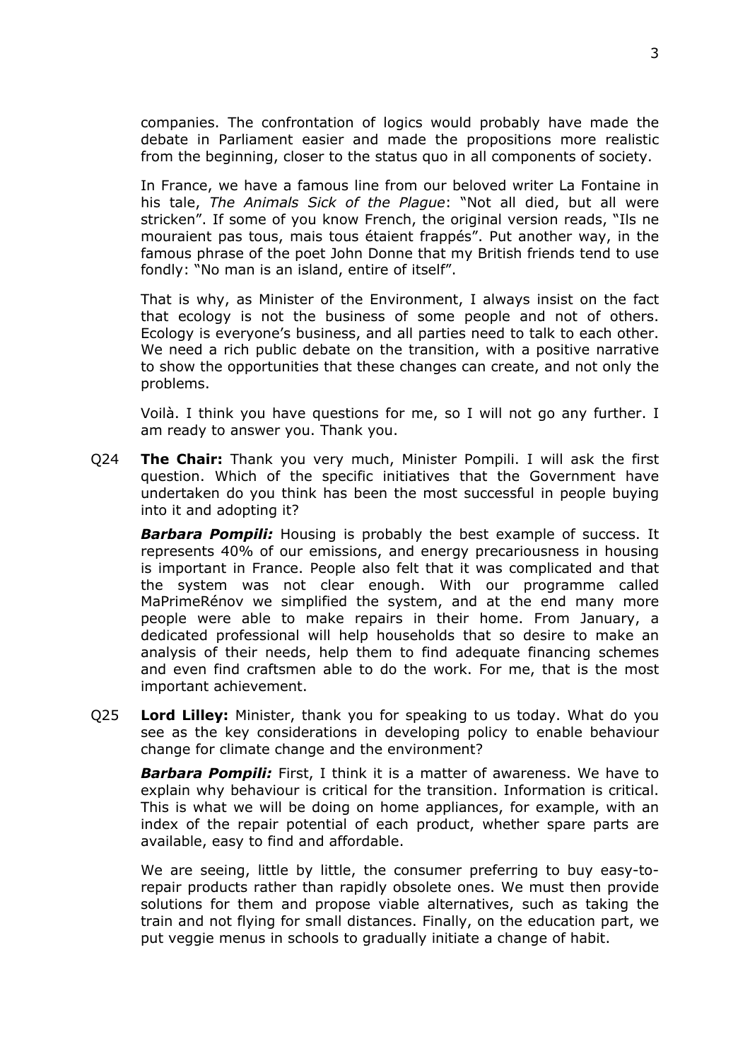companies. The confrontation of logics would probably have made the debate in Parliament easier and made the propositions more realistic from the beginning, closer to the status quo in all components of society.

In France, we have a famous line from our beloved writer La Fontaine in his tale, *The Animals Sick of the Plague*: "Not all died, but all were stricken". If some of you know French, the original version reads, "Ils ne mouraient pas tous, mais tous étaient frappés". Put another way, in the famous phrase of the poet John Donne that my British friends tend to use fondly: "No man is an island, entire of itself".

That is why, as Minister of the Environment, I always insist on the fact that ecology is not the business of some people and not of others. Ecology is everyone's business, and all parties need to talk to each other. We need a rich public debate on the transition, with a positive narrative to show the opportunities that these changes can create, and not only the problems.

Voilà. I think you have questions for me, so I will not go any further. I am ready to answer you. Thank you.

Q24 **The Chair:** Thank you very much, Minister Pompili. I will ask the first question. Which of the specific initiatives that the Government have undertaken do you think has been the most successful in people buying into it and adopting it?

***Barbara Pompili:*** Housing is probably the best example of success. It represents 40% of our emissions, and energy precariousness in housing is important in France. People also felt that it was complicated and that the system was not clear enough. With our programme called MaPrimeRénov we simplified the system, and at the end many more people were able to make repairs in their home. From January, a dedicated professional will help households that so desire to make an analysis of their needs, help them to find adequate financing schemes and even find craftsmen able to do the work. For me, that is the most important achievement.

Q25 **Lord Lilley:** Minister, thank you for speaking to us today. What do you see as the key considerations in developing policy to enable behaviour change for climate change and the environment?

***Barbara Pompili:*** First, I think it is a matter of awareness. We have to explain why behaviour is critical for the transition. Information is critical. This is what we will be doing on home appliances, for example, with an index of the repair potential of each product, whether spare parts are available, easy to find and affordable.

We are seeing, little by little, the consumer preferring to buy easy-to-repair products rather than rapidly obsolete ones. We must then provide solutions for them and propose viable alternatives, such as taking the train and not flying for small distances. Finally, on the education part, we put veggie menus in schools to gradually initiate a change of habit.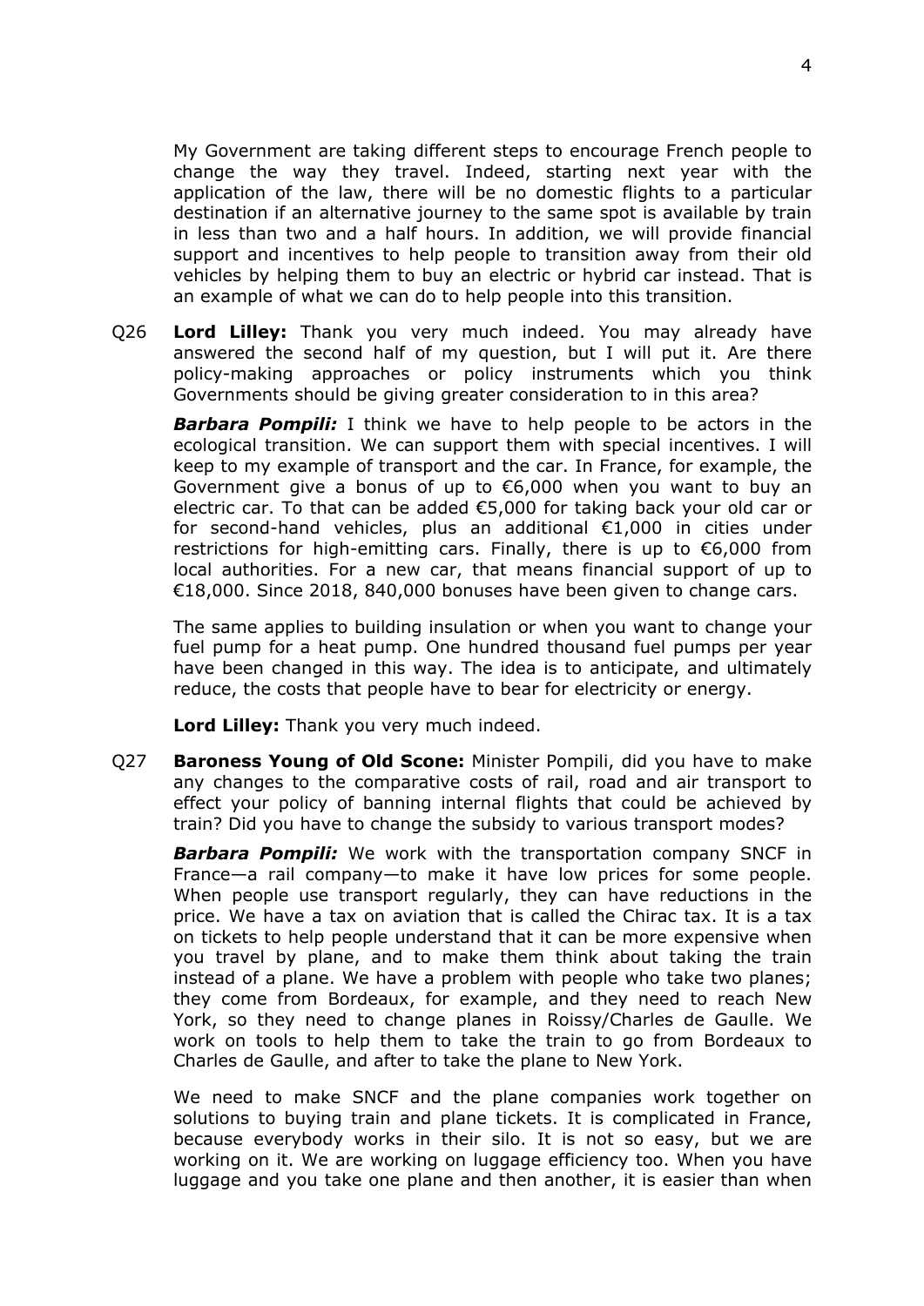My Government are taking different steps to encourage French people to change the way they travel. Indeed, starting next year with the application of the law, there will be no domestic flights to a particular destination if an alternative journey to the same spot is available by train in less than two and a half hours. In addition, we will provide financial support and incentives to help people to transition away from their old vehicles by helping them to buy an electric or hybrid car instead. That is an example of what we can do to help people into this transition.

Q26 **Lord Lilley:** Thank you very much indeed. You may already have answered the second half of my question, but I will put it. Are there policy-making approaches or policy instruments which you think Governments should be giving greater consideration to in this area?

***Barbara Pompili:*** I think we have to help people to be actors in the ecological transition. We can support them with special incentives. I will keep to my example of transport and the car. In France, for example, the Government give a bonus of up to €6,000 when you want to buy an electric car. To that can be added €5,000 for taking back your old car or for second-hand vehicles, plus an additional €1,000 in cities under restrictions for high-emitting cars. Finally, there is up to €6,000 from local authorities. For a new car, that means financial support of up to €18,000. Since 2018, 840,000 bonuses have been given to change cars.

The same applies to building insulation or when you want to change your fuel pump for a heat pump. One hundred thousand fuel pumps per year have been changed in this way. The idea is to anticipate, and ultimately reduce, the costs that people have to bear for electricity or energy.

**Lord Lilley:** Thank you very much indeed.

Q27 **Baroness Young of Old Scone:** Minister Pompili, did you have to make any changes to the comparative costs of rail, road and air transport to effect your policy of banning internal flights that could be achieved by train? Did you have to change the subsidy to various transport modes?

***Barbara Pompili:*** We work with the transportation company SNCF in France—a rail company—to make it have low prices for some people. When people use transport regularly, they can have reductions in the price. We have a tax on aviation that is called the Chirac tax. It is a tax on tickets to help people understand that it can be more expensive when you travel by plane, and to make them think about taking the train instead of a plane. We have a problem with people who take two planes; they come from Bordeaux, for example, and they need to reach New York, so they need to change planes in Roissy/Charles de Gaulle. We work on tools to help them to take the train to go from Bordeaux to Charles de Gaulle, and after to take the plane to New York.

We need to make SNCF and the plane companies work together on solutions to buying train and plane tickets. It is complicated in France, because everybody works in their silo. It is not so easy, but we are working on it. We are working on luggage efficiency too. When you have luggage and you take one plane and then another, it is easier than when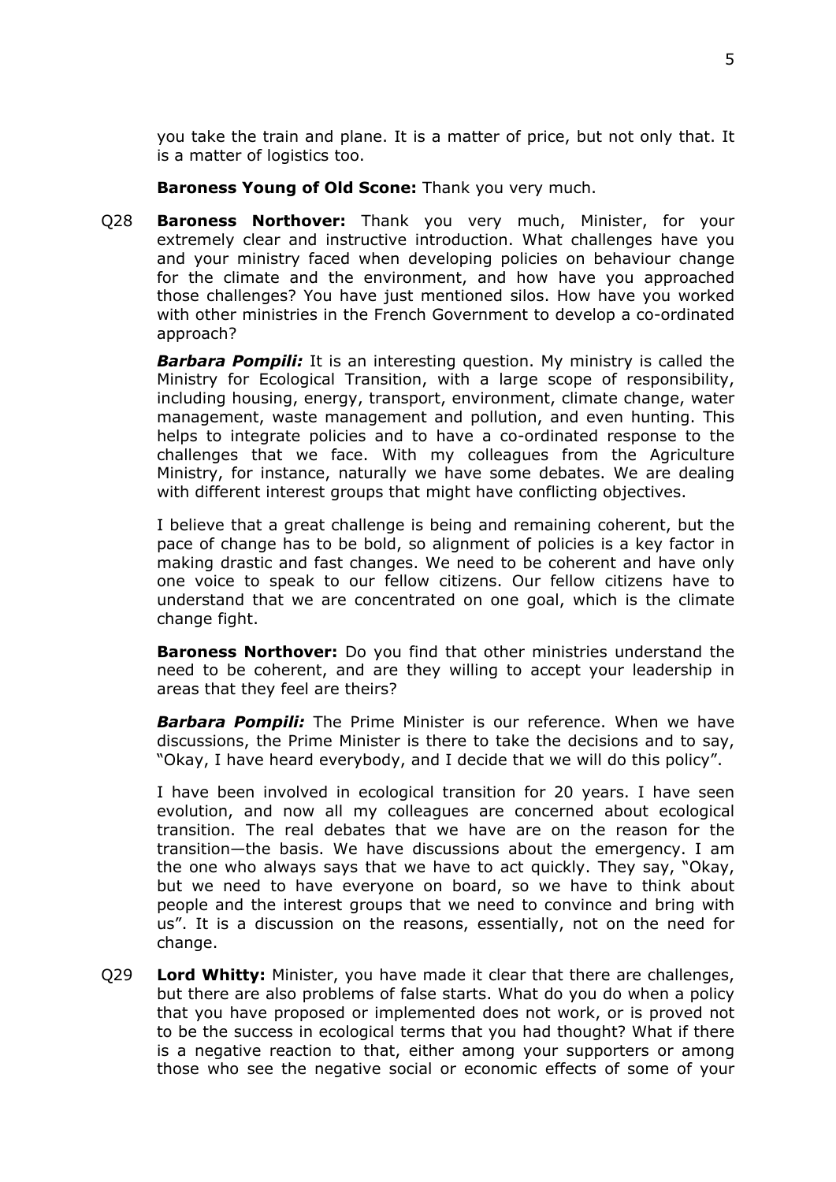you take the train and plane. It is a matter of price, but not only that. It is a matter of logistics too.

**Baroness Young of Old Scone:** Thank you very much.

Q28 **Baroness Northover:** Thank you very much, Minister, for your extremely clear and instructive introduction. What challenges have you and your ministry faced when developing policies on behaviour change for the climate and the environment, and how have you approached those challenges? You have just mentioned silos. How have you worked with other ministries in the French Government to develop a co-ordinated approach?

***Barbara Pompili:*** It is an interesting question. My ministry is called the Ministry for Ecological Transition, with a large scope of responsibility, including housing, energy, transport, environment, climate change, water management, waste management and pollution, and even hunting. This helps to integrate policies and to have a co-ordinated response to the challenges that we face. With my colleagues from the Agriculture Ministry, for instance, naturally we have some debates. We are dealing with different interest groups that might have conflicting objectives.

I believe that a great challenge is being and remaining coherent, but the pace of change has to be bold, so alignment of policies is a key factor in making drastic and fast changes. We need to be coherent and have only one voice to speak to our fellow citizens. Our fellow citizens have to understand that we are concentrated on one goal, which is the climate change fight.

**Baroness Northover:** Do you find that other ministries understand the need to be coherent, and are they willing to accept your leadership in areas that they feel are theirs?

***Barbara Pompili:*** The Prime Minister is our reference. When we have discussions, the Prime Minister is there to take the decisions and to say, "Okay, I have heard everybody, and I decide that we will do this policy".

I have been involved in ecological transition for 20 years. I have seen evolution, and now all my colleagues are concerned about ecological transition. The real debates that we have are on the reason for the transition—the basis. We have discussions about the emergency. I am the one who always says that we have to act quickly. They say, "Okay, but we need to have everyone on board, so we have to think about people and the interest groups that we need to convince and bring with us". It is a discussion on the reasons, essentially, not on the need for change.

Q29 **Lord Whitty:** Minister, you have made it clear that there are challenges, but there are also problems of false starts. What do you do when a policy that you have proposed or implemented does not work, or is proved not to be the success in ecological terms that you had thought? What if there is a negative reaction to that, either among your supporters or among those who see the negative social or economic effects of some of your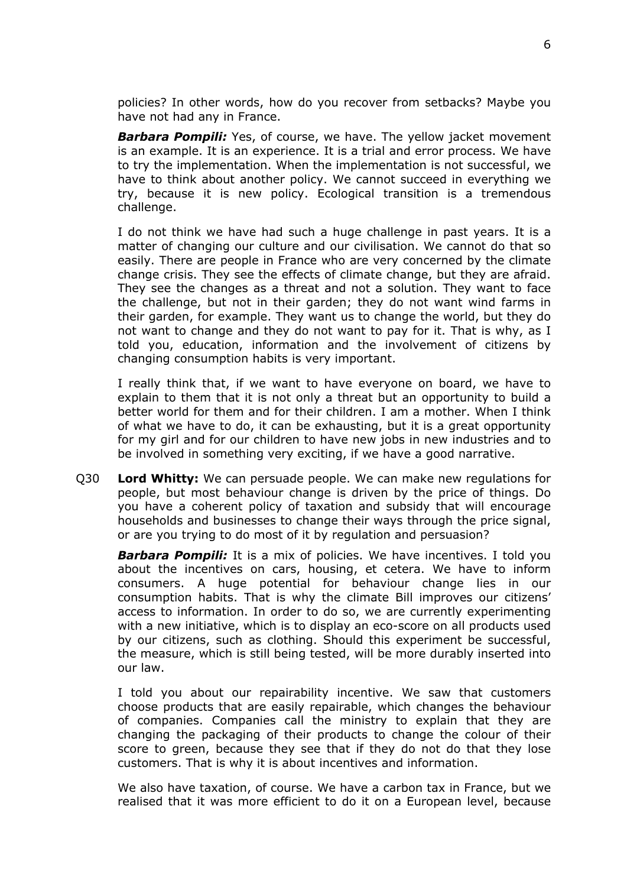policies? In other words, how do you recover from setbacks? Maybe you have not had any in France.

***Barbara Pompili:*** Yes, of course, we have. The yellow jacket movement is an example. It is an experience. It is a trial and error process. We have to try the implementation. When the implementation is not successful, we have to think about another policy. We cannot succeed in everything we try, because it is new policy. Ecological transition is a tremendous challenge.

I do not think we have had such a huge challenge in past years. It is a matter of changing our culture and our civilisation. We cannot do that so easily. There are people in France who are very concerned by the climate change crisis. They see the effects of climate change, but they are afraid. They see the changes as a threat and not a solution. They want to face the challenge, but not in their garden; they do not want wind farms in their garden, for example. They want us to change the world, but they do not want to change and they do not want to pay for it. That is why, as I told you, education, information and the involvement of citizens by changing consumption habits is very important.

I really think that, if we want to have everyone on board, we have to explain to them that it is not only a threat but an opportunity to build a better world for them and for their children. I am a mother. When I think of what we have to do, it can be exhausting, but it is a great opportunity for my girl and for our children to have new jobs in new industries and to be involved in something very exciting, if we have a good narrative.

Q30 **Lord Whitty:** We can persuade people. We can make new regulations for people, but most behaviour change is driven by the price of things. Do you have a coherent policy of taxation and subsidy that will encourage households and businesses to change their ways through the price signal, or are you trying to do most of it by regulation and persuasion?

***Barbara Pompili:*** It is a mix of policies. We have incentives. I told you about the incentives on cars, housing, et cetera. We have to inform consumers. A huge potential for behaviour change lies in our consumption habits. That is why the climate Bill improves our citizens' access to information. In order to do so, we are currently experimenting with a new initiative, which is to display an eco-score on all products used by our citizens, such as clothing. Should this experiment be successful, the measure, which is still being tested, will be more durably inserted into our law.

I told you about our repairability incentive. We saw that customers choose products that are easily repairable, which changes the behaviour of companies. Companies call the ministry to explain that they are changing the packaging of their products to change the colour of their score to green, because they see that if they do not do that they lose customers. That is why it is about incentives and information.

We also have taxation, of course. We have a carbon tax in France, but we realised that it was more efficient to do it on a European level, because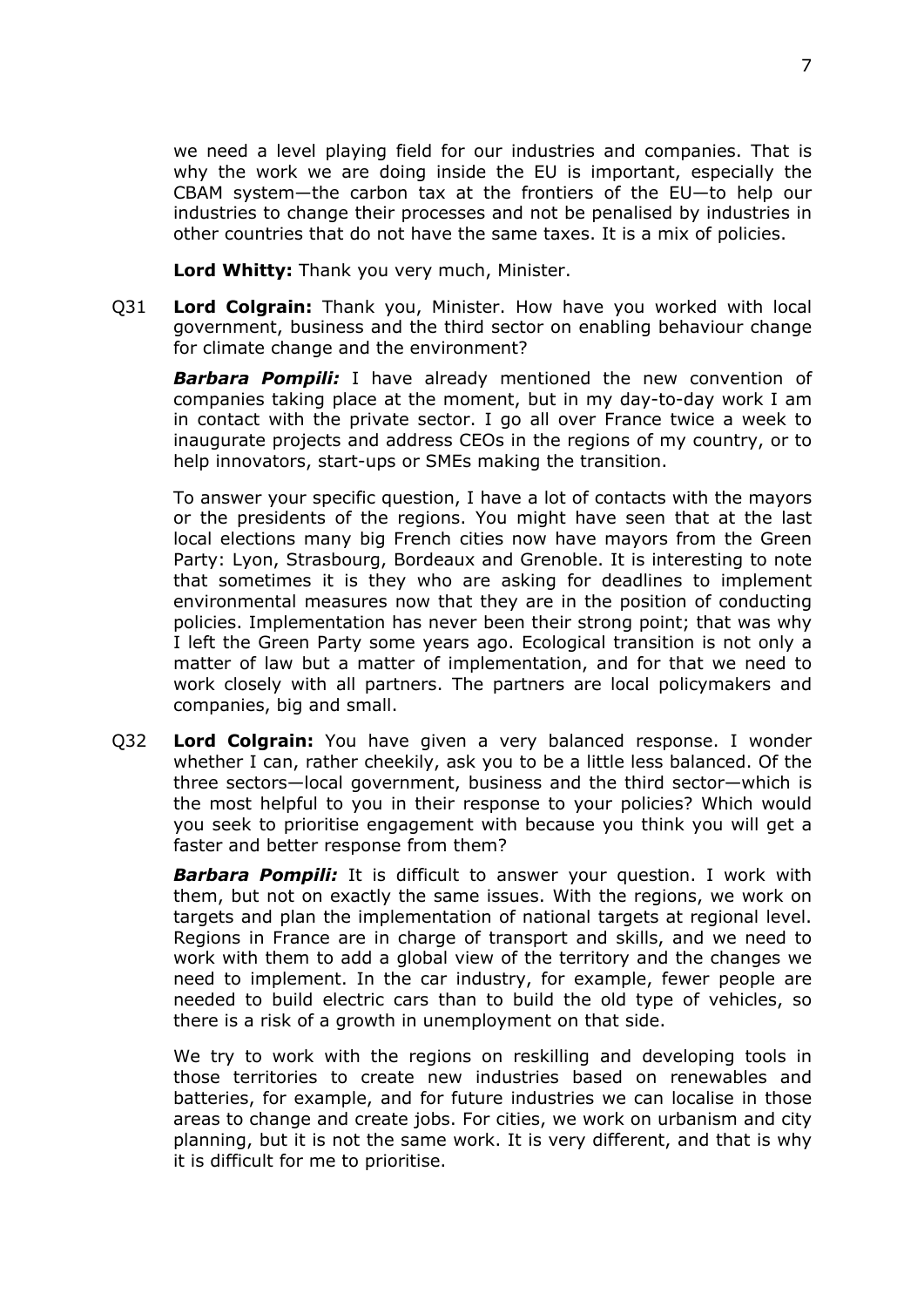we need a level playing field for our industries and companies. That is why the work we are doing inside the EU is important, especially the CBAM system—the carbon tax at the frontiers of the EU—to help our industries to change their processes and not be penalised by industries in other countries that do not have the same taxes. It is a mix of policies.

**Lord Whitty:** Thank you very much, Minister.

Q31 **Lord Colgrain:** Thank you, Minister. How have you worked with local government, business and the third sector on enabling behaviour change for climate change and the environment?

***Barbara Pompili:*** I have already mentioned the new convention of companies taking place at the moment, but in my day-to-day work I am in contact with the private sector. I go all over France twice a week to inaugurate projects and address CEOs in the regions of my country, or to help innovators, start-ups or SMEs making the transition.

To answer your specific question, I have a lot of contacts with the mayors or the presidents of the regions. You might have seen that at the last local elections many big French cities now have mayors from the Green Party: Lyon, Strasbourg, Bordeaux and Grenoble. It is interesting to note that sometimes it is they who are asking for deadlines to implement environmental measures now that they are in the position of conducting policies. Implementation has never been their strong point; that was why I left the Green Party some years ago. Ecological transition is not only a matter of law but a matter of implementation, and for that we need to work closely with all partners. The partners are local policymakers and companies, big and small.

Q32 **Lord Colgrain:** You have given a very balanced response. I wonder whether I can, rather cheekily, ask you to be a little less balanced. Of the three sectors—local government, business and the third sector—which is the most helpful to you in their response to your policies? Which would you seek to prioritise engagement with because you think you will get a faster and better response from them?

***Barbara Pompili:*** It is difficult to answer your question. I work with them, but not on exactly the same issues. With the regions, we work on targets and plan the implementation of national targets at regional level. Regions in France are in charge of transport and skills, and we need to work with them to add a global view of the territory and the changes we need to implement. In the car industry, for example, fewer people are needed to build electric cars than to build the old type of vehicles, so there is a risk of a growth in unemployment on that side.

We try to work with the regions on reskilling and developing tools in those territories to create new industries based on renewables and batteries, for example, and for future industries we can localise in those areas to change and create jobs. For cities, we work on urbanism and city planning, but it is not the same work. It is very different, and that is why it is difficult for me to prioritise.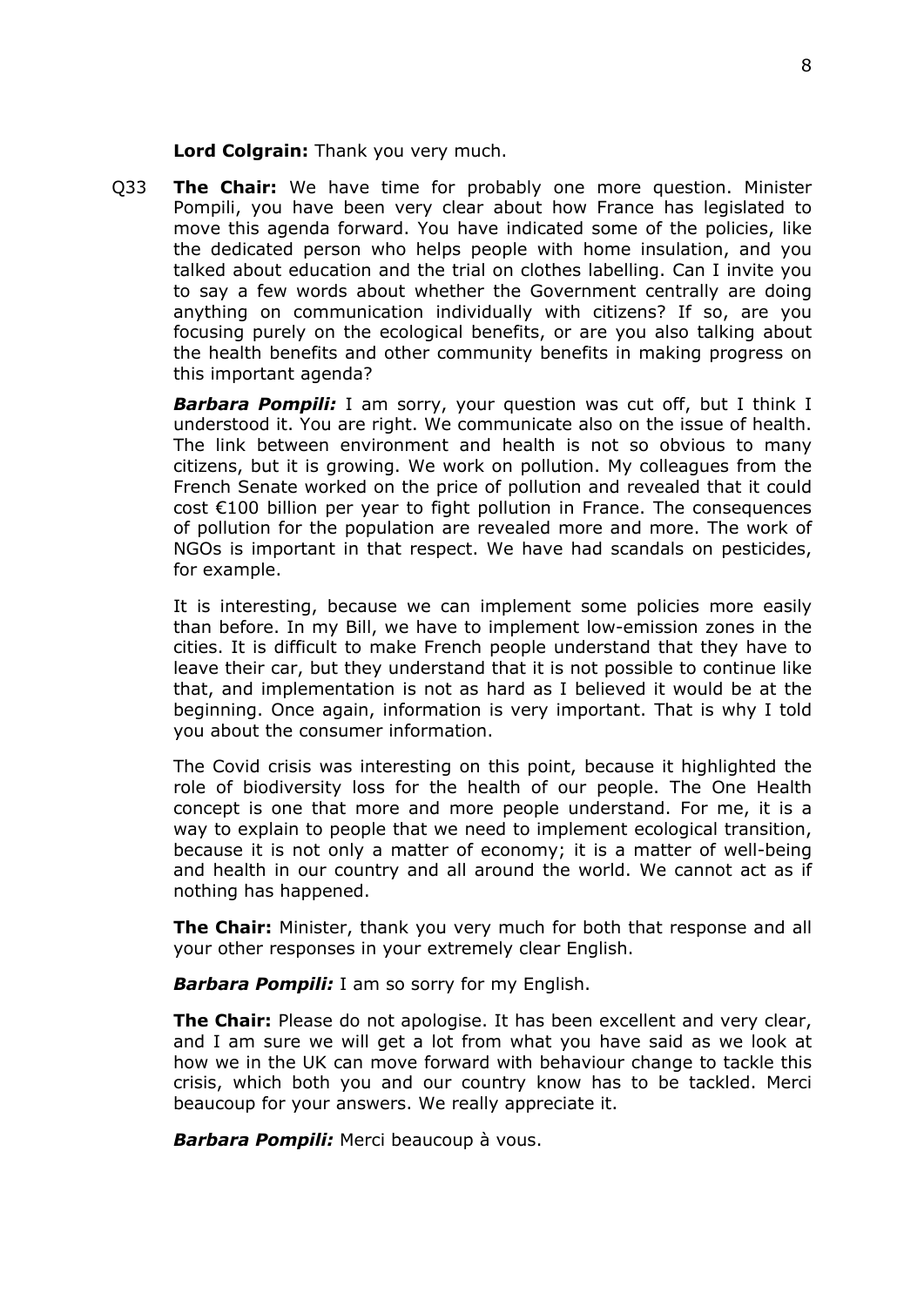**Lord Colgrain:** Thank you very much.

Q33 **The Chair:** We have time for probably one more question. Minister Pompili, you have been very clear about how France has legislated to move this agenda forward. You have indicated some of the policies, like the dedicated person who helps people with home insulation, and you talked about education and the trial on clothes labelling. Can I invite you to say a few words about whether the Government centrally are doing anything on communication individually with citizens? If so, are you focusing purely on the ecological benefits, or are you also talking about the health benefits and other community benefits in making progress on this important agenda?

***Barbara Pompili:*** I am sorry, your question was cut off, but I think I understood it. You are right. We communicate also on the issue of health. The link between environment and health is not so obvious to many citizens, but it is growing. We work on pollution. My colleagues from the French Senate worked on the price of pollution and revealed that it could cost €100 billion per year to fight pollution in France. The consequences of pollution for the population are revealed more and more. The work of NGOs is important in that respect. We have had scandals on pesticides, for example.

It is interesting, because we can implement some policies more easily than before. In my Bill, we have to implement low-emission zones in the cities. It is difficult to make French people understand that they have to leave their car, but they understand that it is not possible to continue like that, and implementation is not as hard as I believed it would be at the beginning. Once again, information is very important. That is why I told you about the consumer information.

The Covid crisis was interesting on this point, because it highlighted the role of biodiversity loss for the health of our people. The One Health concept is one that more and more people understand. For me, it is a way to explain to people that we need to implement ecological transition, because it is not only a matter of economy; it is a matter of well-being and health in our country and all around the world. We cannot act as if nothing has happened.

**The Chair:** Minister, thank you very much for both that response and all your other responses in your extremely clear English.

***Barbara Pompili:*** I am so sorry for my English.

**The Chair:** Please do not apologise. It has been excellent and very clear, and I am sure we will get a lot from what you have said as we look at how we in the UK can move forward with behaviour change to tackle this crisis, which both you and our country know has to be tackled. Merci beaucoup for your answers. We really appreciate it.

***Barbara Pompili:*** Merci beaucoup à vous.